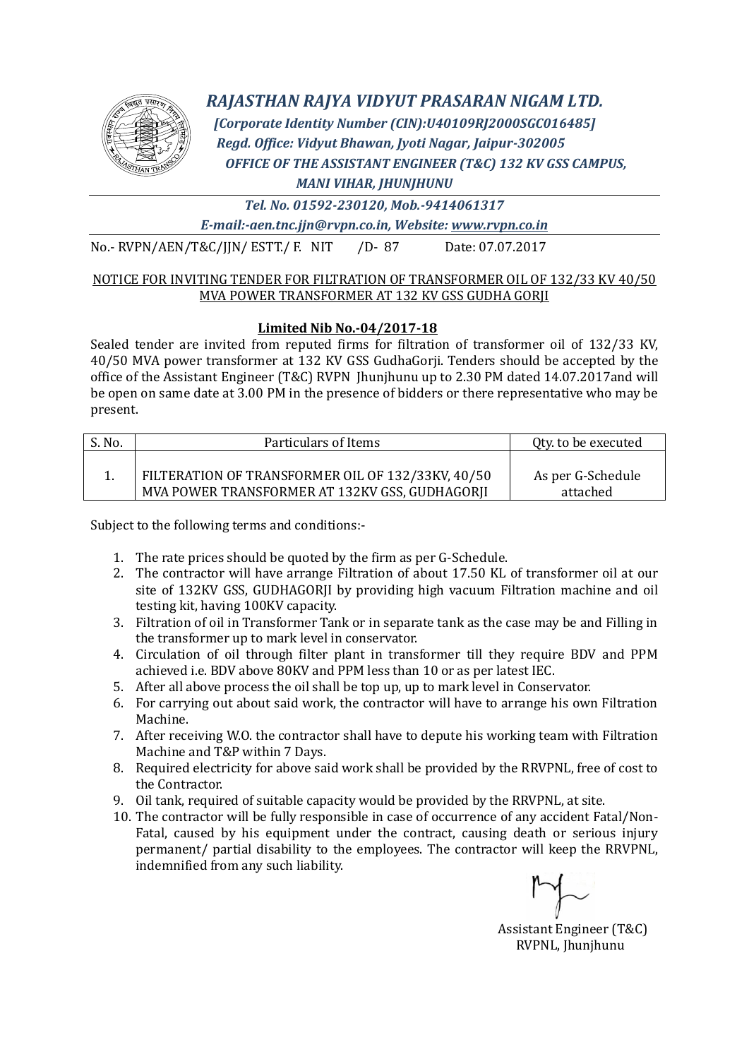# *RAJASTHAN RAJYA VIDYUT PRASARAN NIGAM LTD.*

*[Corporate Identity Number (CIN):U40109RJ2000SGC016485]*

*Regd. Office: Vidyut Bhawan, Jyoti Nagar, Jaipur-302005*

*OFFICE OF THE ASSISTANT ENGINEER (T&C) 132 KV GSS CAMPUS, MANI VIHAR, JHUNJHUNU*

*Tel. No. 01592-230120, Mob.-9414061317*

*E-mail:-aen.tnc.jjn@rvpn.co.in, Website: www.rvpn.co.in*

No.- RVPN/AEN/T&C/JJN/ ESTT./ F. NIT /D- 87 Date: 07.07.2017

<u>NOTICE FOR INVITING TENDER FOR FILTRATION OF TRANSFORMER OIL OF 132/33 KV 40/50 MVA POWER TRANSFORMER AT 132 KV GSS GUDHA GORJI</u>

**<u>Limited Nib No.-04/2017-18</u>**

Sealed tender are invited from reputed firms for filtration of transformer oil of 132/33 KV, 40/50 MVA power transformer at 132 KV GSS GudhaGorji. Tenders should be accepted by the office of the Assistant Engineer (T&C) RVPN Jhunjhunu up to 2.30 PM dated 14.07.2017and will be open on same date at 3.00 PM in the presence of bidders or there representative who may be present.

| S. No. | Particulars of Items | Qty. to be executed |
|---|---|---|
| 1. | FILTERATION OF TRANSFORMER OIL OF 132/33KV, 40/50 MVA POWER TRANSFORMER AT 132KV GSS, GUDHAGORJI | As per G-Schedule attached |

Subject to the following terms and conditions:-

1. The rate prices should be quoted by the firm as per G-Schedule.
2. The contractor will have arrange Filtration of about 17.50 KL of transformer oil at our site of 132KV GSS, GUDHAGORJI by providing high vacuum Filtration machine and oil testing kit, having 100KV capacity.
3. Filtration of oil in Transformer Tank or in separate tank as the case may be and Filling in the transformer up to mark level in conservator.
4. Circulation of oil through filter plant in transformer till they require BDV and PPM achieved i.e. BDV above 80KV and PPM less than 10 or as per latest IEC.
5. After all above process the oil shall be top up, up to mark level in Conservator.
6. For carrying out about said work, the contractor will have to arrange his own Filtration Machine.
7. After receiving W.O. the contractor shall have to depute his working team with Filtration Machine and T&P within 7 Days.
8. Required electricity for above said work shall be provided by the RRVPNL, free of cost to the Contractor.
9. Oil tank, required of suitable capacity would be provided by the RRVPNL, at site.
10. The contractor will be fully responsible in case of occurrence of any accident Fatal/Non-Fatal, caused by his equipment under the contract, causing death or serious injury permanent/ partial disability to the employees. The contractor will keep the RRVPNL, indemnified from any such liability.

Assistant Engineer (T&C)
RVPNL, Jhunjhunu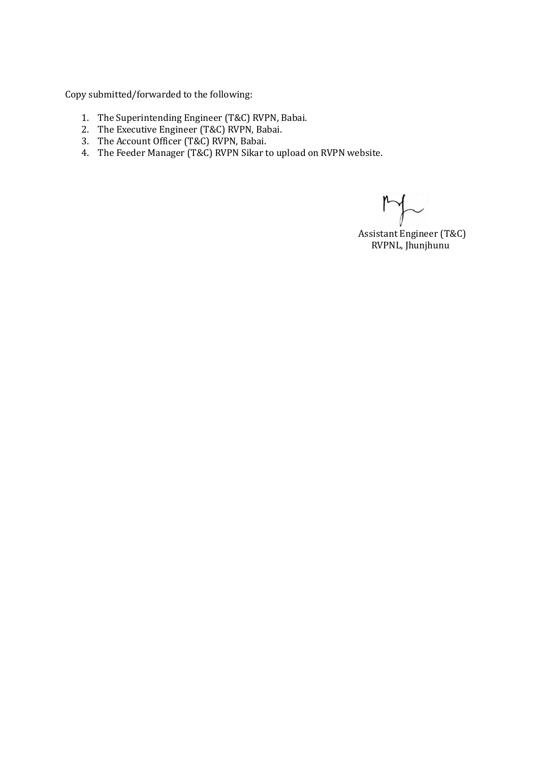Copy submitted/forwarded to the following:

1. The Superintending Engineer (T&C) RVPN, Babai.
2. The Executive Engineer (T&C) RVPN, Babai.
3. The Account Officer (T&C) RVPN, Babai.
4. The Feeder Manager (T&C) RVPN Sikar to upload on RVPN website.

Assistant Engineer (T&C)
RVPNL, Jhunjhunu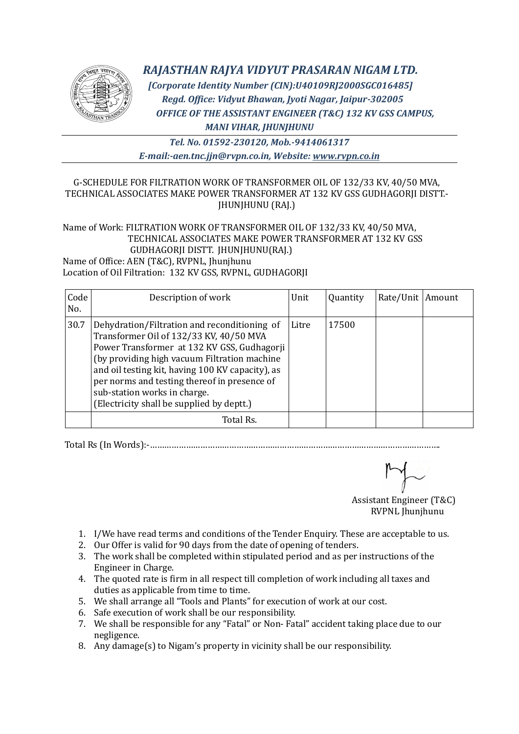# *RAJASTHAN RAJYA VIDYUT PRASARAN NIGAM LTD.*

***[Corporate Identity Number (CIN):U40109RJ2000SGC016485]***
***Regd. Office: Vidyut Bhawan, Jyoti Nagar, Jaipur-302005***
***OFFICE OF THE ASSISTANT ENGINEER (T&C) 132 KV GSS CAMPUS, MANI VIHAR, JHUNJHUNU***

***Tel. No. 01592-230120, Mob.-9414061317***
***E-mail:-aen.tnc.jjn@rvpn.co.in, Website: www.rvpn.co.in***

G-SCHEDULE FOR FILTRATION WORK OF TRANSFORMER OIL OF 132/33 KV, 40/50 MVA, TECHNICAL ASSOCIATES MAKE POWER TRANSFORMER AT 132 KV GSS GUDHAGORJI DISTT.-JHUNJHUNU (RAJ.)

Name of Work: FILTRATION WORK OF TRANSFORMER OIL OF 132/33 KV, 40/50 MVA, TECHNICAL ASSOCIATES MAKE POWER TRANSFORMER AT 132 KV GSS GUDHAGORJI DISTT. JHUNJHUNU(RAJ.)
Name of Office: AEN (T&C), RVPNL, Jhunjhunu
Location of Oil Filtration: 132 KV GSS, RVPNL, GUDHAGORJI

| Code No. | Description of work | Unit | Quantity | Rate/Unit | Amount |
|---|---|---|---|---|---|
| 30.7 | Dehydration/Filtration and reconditioning of Transformer Oil of 132/33 KV, 40/50 MVA Power Transformer at 132 KV GSS, Gudhagorji (by providing high vacuum Filtration machine and oil testing kit, having 100 KV capacity), as per norms and testing thereof in presence of sub-station works in charge. (Electricity shall be supplied by deptt.) | Litre | 17500 | | |
| | Total Rs. | | | | |

Total Rs (In Words):-……………………………………………………………………………………………

Assistant Engineer (T&C)
RVPNL Jhunjhunu

1. I/We have read terms and conditions of the Tender Enquiry. These are acceptable to us.
2. Our Offer is valid for 90 days from the date of opening of tenders.
3. The work shall be completed within stipulated period and as per instructions of the Engineer in Charge.
4. The quoted rate is firm in all respect till completion of work including all taxes and duties as applicable from time to time.
5. We shall arrange all "Tools and Plants" for execution of work at our cost.
6. Safe execution of work shall be our responsibility.
7. We shall be responsible for any "Fatal" or Non- Fatal" accident taking place due to our negligence.
8. Any damage(s) to Nigam's property in vicinity shall be our responsibility.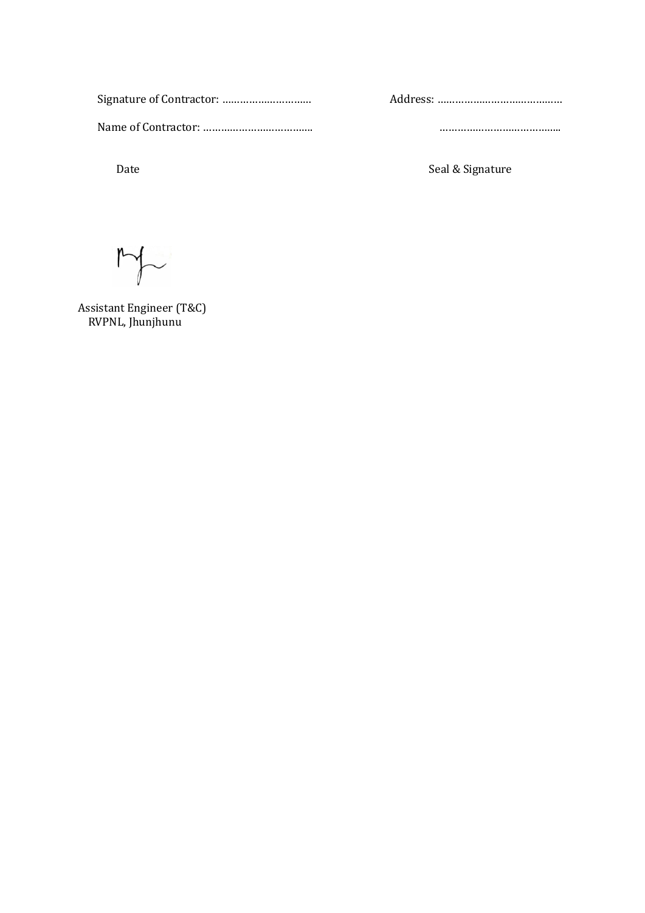Signature of Contractor: …………………………

Name of Contractor: ………………………………

Date

Address: ……………………………………

……………………………………

Seal & Signature

Assistant Engineer (T&C)
RVPNL, Jhunjhunu